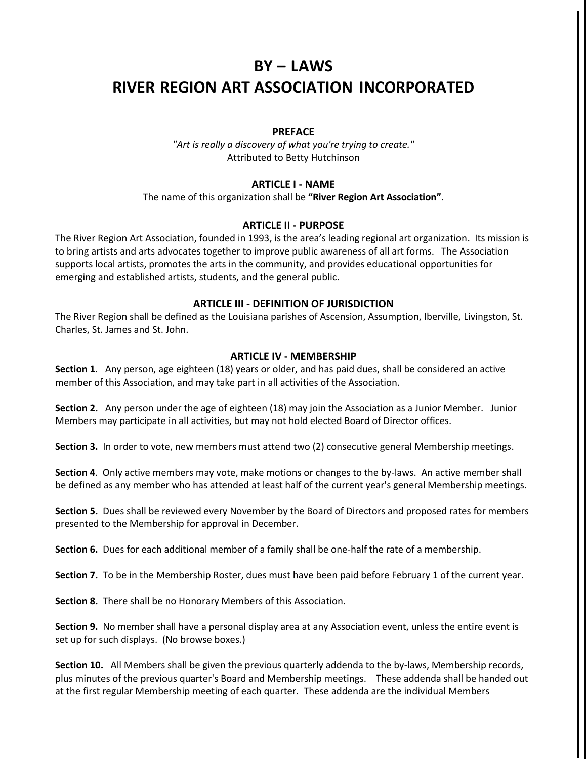# BY – LAWS
# RIVER REGION ART ASSOCIATION INCORPORATED

### PREFACE

*"Art is really a discovery of what you're trying to create."*
Attributed to Betty Hutchinson

### ARTICLE I - NAME

The name of this organization shall be **"River Region Art Association"**.

### ARTICLE II - PURPOSE

The River Region Art Association, founded in 1993, is the area's leading regional art organization. Its mission is to bring artists and arts advocates together to improve public awareness of all art forms. The Association supports local artists, promotes the arts in the community, and provides educational opportunities for emerging and established artists, students, and the general public.

### ARTICLE III - DEFINITION OF JURISDICTION

The River Region shall be defined as the Louisiana parishes of Ascension, Assumption, Iberville, Livingston, St. Charles, St. James and St. John.

### ARTICLE IV - MEMBERSHIP

**Section 1**. Any person, age eighteen (18) years or older, and has paid dues, shall be considered an active member of this Association, and may take part in all activities of the Association.

**Section 2.** Any person under the age of eighteen (18) may join the Association as a Junior Member. Junior Members may participate in all activities, but may not hold elected Board of Director offices.

**Section 3.** In order to vote, new members must attend two (2) consecutive general Membership meetings.

**Section 4**. Only active members may vote, make motions or changes to the by-laws. An active member shall be defined as any member who has attended at least half of the current year's general Membership meetings.

**Section 5.** Dues shall be reviewed every November by the Board of Directors and proposed rates for members presented to the Membership for approval in December.

**Section 6.** Dues for each additional member of a family shall be one-half the rate of a membership.

**Section 7.** To be in the Membership Roster, dues must have been paid before February 1 of the current year.

**Section 8.** There shall be no Honorary Members of this Association.

**Section 9.** No member shall have a personal display area at any Association event, unless the entire event is set up for such displays. (No browse boxes.)

**Section 10.** All Members shall be given the previous quarterly addenda to the by-laws, Membership records, plus minutes of the previous quarter's Board and Membership meetings. These addenda shall be handed out at the first regular Membership meeting of each quarter. These addenda are the individual Members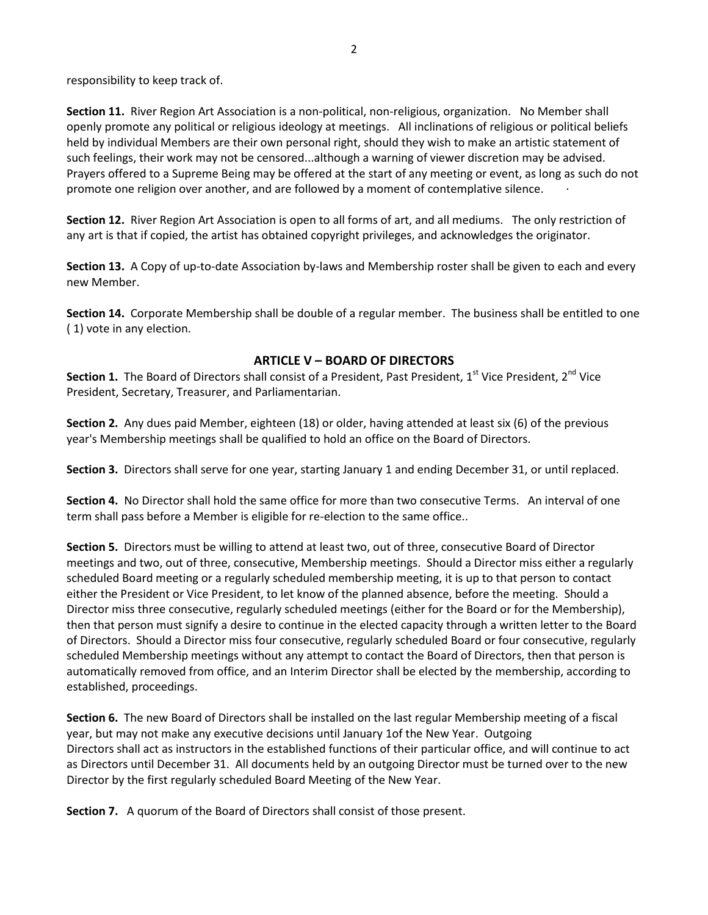responsibility to keep track of.

**Section 11.** River Region Art Association is a non-political, non-religious, organization. No Member shall openly promote any political or religious ideology at meetings. All inclinations of religious or political beliefs held by individual Members are their own personal right, should they wish to make an artistic statement of such feelings, their work may not be censored...although a warning of viewer discretion may be advised. Prayers offered to a Supreme Being may be offered at the start of any meeting or event, as long as such do not promote one religion over another, and are followed by a moment of contemplative silence.

**Section 12.** River Region Art Association is open to all forms of art, and all mediums. The only restriction of any art is that if copied, the artist has obtained copyright privileges, and acknowledges the originator.

**Section 13.** A Copy of up-to-date Association by-laws and Membership roster shall be given to each and every new Member.

**Section 14.** Corporate Membership shall be double of a regular member. The business shall be entitled to one ( 1) vote in any election.

## ARTICLE V – BOARD OF DIRECTORS

**Section 1.** The Board of Directors shall consist of a President, Past President, 1st Vice President, 2nd Vice President, Secretary, Treasurer, and Parliamentarian.

**Section 2.** Any dues paid Member, eighteen (18) or older, having attended at least six (6) of the previous year's Membership meetings shall be qualified to hold an office on the Board of Directors.

**Section 3.** Directors shall serve for one year, starting January 1 and ending December 31, or until replaced.

**Section 4.** No Director shall hold the same office for more than two consecutive Terms. An interval of one term shall pass before a Member is eligible for re-election to the same office..

**Section 5.** Directors must be willing to attend at least two, out of three, consecutive Board of Director meetings and two, out of three, consecutive, Membership meetings. Should a Director miss either a regularly scheduled Board meeting or a regularly scheduled membership meeting, it is up to that person to contact either the President or Vice President, to let know of the planned absence, before the meeting. Should a Director miss three consecutive, regularly scheduled meetings (either for the Board or for the Membership), then that person must signify a desire to continue in the elected capacity through a written letter to the Board of Directors. Should a Director miss four consecutive, regularly scheduled Board or four consecutive, regularly scheduled Membership meetings without any attempt to contact the Board of Directors, then that person is automatically removed from office, and an Interim Director shall be elected by the membership, according to established, proceedings.

**Section 6.** The new Board of Directors shall be installed on the last regular Membership meeting of a fiscal year, but may not make any executive decisions until January 1of the New Year. Outgoing Directors shall act as instructors in the established functions of their particular office, and will continue to act as Directors until December 31. All documents held by an outgoing Director must be turned over to the new Director by the first regularly scheduled Board Meeting of the New Year.

**Section 7.** A quorum of the Board of Directors shall consist of those present.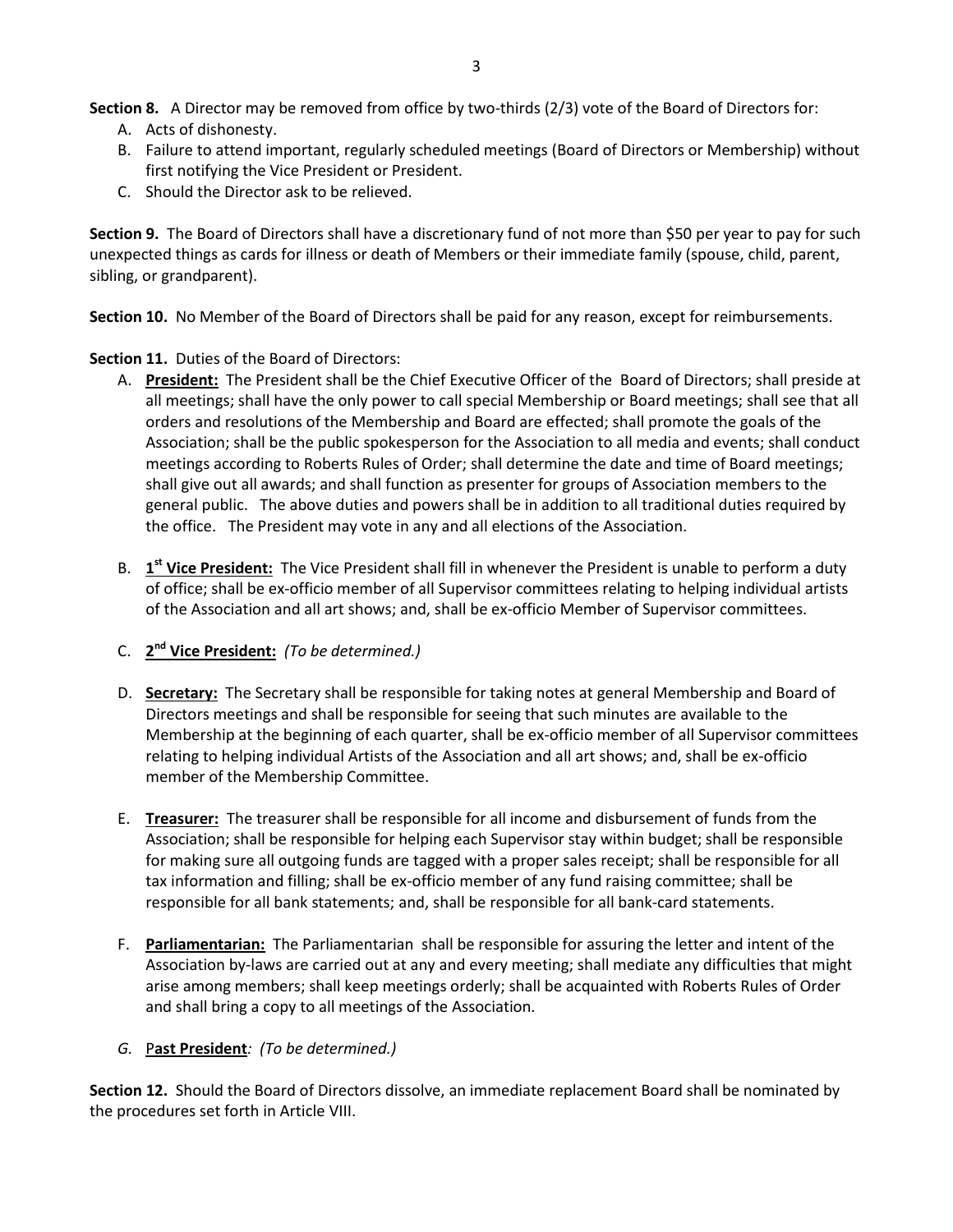**Section 8.** A Director may be removed from office by two-thirds (2/3) vote of the Board of Directors for:

A. Acts of dishonesty.
B. Failure to attend important, regularly scheduled meetings (Board of Directors or Membership) without first notifying the Vice President or President.
C. Should the Director ask to be relieved.

**Section 9.** The Board of Directors shall have a discretionary fund of not more than $50 per year to pay for such unexpected things as cards for illness or death of Members or their immediate family (spouse, child, parent, sibling, or grandparent).

**Section 10.** No Member of the Board of Directors shall be paid for any reason, except for reimbursements.

**Section 11.** Duties of the Board of Directors:

A. **President:** The President shall be the Chief Executive Officer of the Board of Directors; shall preside at all meetings; shall have the only power to call special Membership or Board meetings; shall see that all orders and resolutions of the Membership and Board are effected; shall promote the goals of the Association; shall be the public spokesperson for the Association to all media and events; shall conduct meetings according to Roberts Rules of Order; shall determine the date and time of Board meetings; shall give out all awards; and shall function as presenter for groups of Association members to the general public. The above duties and powers shall be in addition to all traditional duties required by the office. The President may vote in any and all elections of the Association.

B. **1st Vice President:** The Vice President shall fill in whenever the President is unable to perform a duty of office; shall be ex-officio member of all Supervisor committees relating to helping individual artists of the Association and all art shows; and, shall be ex-officio Member of Supervisor committees.

C. **2nd Vice President:** *(To be determined.)*

D. **Secretary:** The Secretary shall be responsible for taking notes at general Membership and Board of Directors meetings and shall be responsible for seeing that such minutes are available to the Membership at the beginning of each quarter, shall be ex-officio member of all Supervisor committees relating to helping individual Artists of the Association and all art shows; and, shall be ex-officio member of the Membership Committee.

E. **Treasurer:** The treasurer shall be responsible for all income and disbursement of funds from the Association; shall be responsible for helping each Supervisor stay within budget; shall be responsible for making sure all outgoing funds are tagged with a proper sales receipt; shall be responsible for all tax information and filling; shall be ex-officio member of any fund raising committee; shall be responsible for all bank statements; and, shall be responsible for all bank-card statements.

F. **Parliamentarian:** The Parliamentarian shall be responsible for assuring the letter and intent of the Association by-laws are carried out at any and every meeting; shall mediate any difficulties that might arise among members; shall keep meetings orderly; shall be acquainted with Roberts Rules of Order and shall bring a copy to all meetings of the Association.

G. **Past President**: *(To be determined.)*

**Section 12.** Should the Board of Directors dissolve, an immediate replacement Board shall be nominated by the procedures set forth in Article VIII.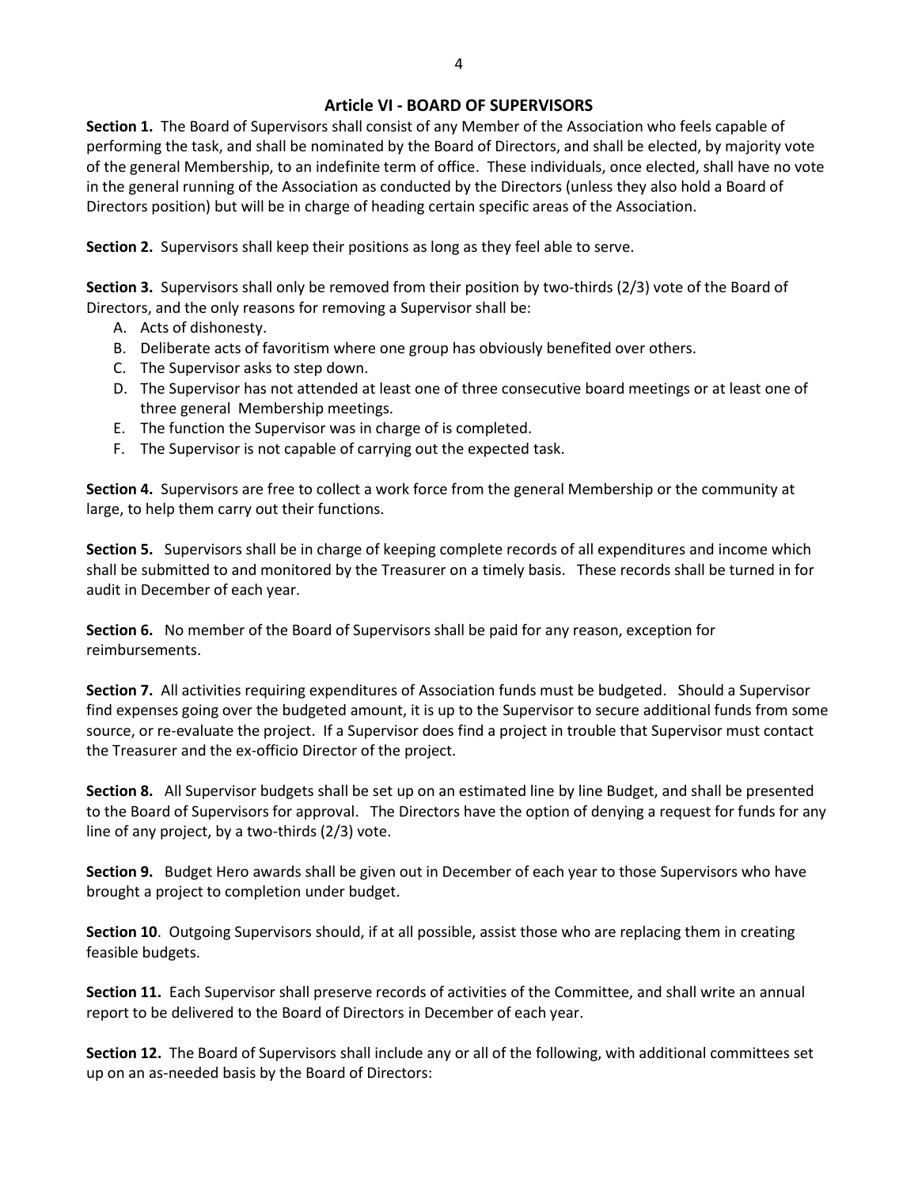## Article VI - BOARD OF SUPERVISORS

**Section 1.** The Board of Supervisors shall consist of any Member of the Association who feels capable of performing the task, and shall be nominated by the Board of Directors, and shall be elected, by majority vote of the general Membership, to an indefinite term of office. These individuals, once elected, shall have no vote in the general running of the Association as conducted by the Directors (unless they also hold a Board of Directors position) but will be in charge of heading certain specific areas of the Association.

**Section 2.** Supervisors shall keep their positions as long as they feel able to serve.

**Section 3.** Supervisors shall only be removed from their position by two-thirds (2/3) vote of the Board of Directors, and the only reasons for removing a Supervisor shall be:

A. Acts of dishonesty.
B. Deliberate acts of favoritism where one group has obviously benefited over others.
C. The Supervisor asks to step down.
D. The Supervisor has not attended at least one of three consecutive board meetings or at least one of three general Membership meetings.
E. The function the Supervisor was in charge of is completed.
F. The Supervisor is not capable of carrying out the expected task.

**Section 4.** Supervisors are free to collect a work force from the general Membership or the community at large, to help them carry out their functions.

**Section 5.** Supervisors shall be in charge of keeping complete records of all expenditures and income which shall be submitted to and monitored by the Treasurer on a timely basis. These records shall be turned in for audit in December of each year.

**Section 6.** No member of the Board of Supervisors shall be paid for any reason, exception for reimbursements.

**Section 7.** All activities requiring expenditures of Association funds must be budgeted. Should a Supervisor find expenses going over the budgeted amount, it is up to the Supervisor to secure additional funds from some source, or re-evaluate the project. If a Supervisor does find a project in trouble that Supervisor must contact the Treasurer and the ex-officio Director of the project.

**Section 8.** All Supervisor budgets shall be set up on an estimated line by line Budget, and shall be presented to the Board of Supervisors for approval. The Directors have the option of denying a request for funds for any line of any project, by a two-thirds (2/3) vote.

**Section 9.** Budget Hero awards shall be given out in December of each year to those Supervisors who have brought a project to completion under budget.

**Section 10**. Outgoing Supervisors should, if at all possible, assist those who are replacing them in creating feasible budgets.

**Section 11.** Each Supervisor shall preserve records of activities of the Committee, and shall write an annual report to be delivered to the Board of Directors in December of each year.

**Section 12.** The Board of Supervisors shall include any or all of the following, with additional committees set up on an as-needed basis by the Board of Directors: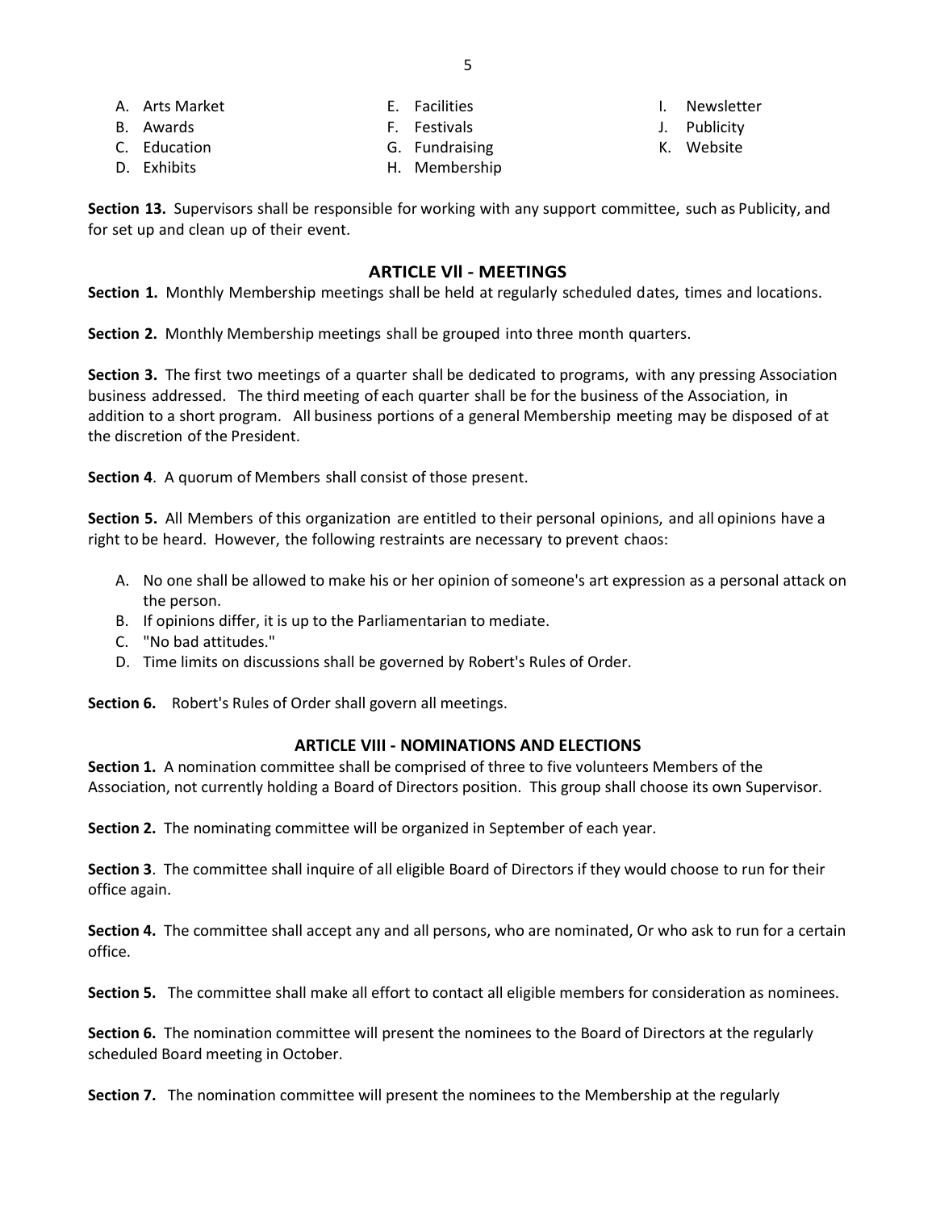- A. Arts Market
- B. Awards
- C. Education
- D. Exhibits
- E. Facilities
- F. Festivals
- G. Fundraising
- H. Membership
- I. Newsletter
- J. Publicity
- K. Website

**Section 13.** Supervisors shall be responsible for working with any support committee, such as Publicity, and for set up and clean up of their event.

## ARTICLE Vll - MEETINGS

**Section 1.** Monthly Membership meetings shall be held at regularly scheduled dates, times and locations.

**Section 2.** Monthly Membership meetings shall be grouped into three month quarters.

**Section 3.** The first two meetings of a quarter shall be dedicated to programs, with any pressing Association business addressed. The third meeting of each quarter shall be for the business of the Association, in addition to a short program. All business portions of a general Membership meeting may be disposed of at the discretion of the President.

**Section 4**. A quorum of Members shall consist of those present.

**Section 5.** All Members of this organization are entitled to their personal opinions, and all opinions have a right to be heard. However, the following restraints are necessary to prevent chaos:

A. No one shall be allowed to make his or her opinion of someone's art expression as a personal attack on the person.
B. If opinions differ, it is up to the Parliamentarian to mediate.
C. "No bad attitudes."
D. Time limits on discussions shall be governed by Robert's Rules of Order.

**Section 6.** Robert's Rules of Order shall govern all meetings.

## ARTICLE VIII - NOMINATIONS AND ELECTIONS

**Section 1.** A nomination committee shall be comprised of three to five volunteers Members of the Association, not currently holding a Board of Directors position. This group shall choose its own Supervisor.

**Section 2.** The nominating committee will be organized in September of each year.

**Section 3**. The committee shall inquire of all eligible Board of Directors if they would choose to run for their office again.

**Section 4.** The committee shall accept any and all persons, who are nominated, Or who ask to run for a certain office.

**Section 5.** The committee shall make all effort to contact all eligible members for consideration as nominees.

**Section 6.** The nomination committee will present the nominees to the Board of Directors at the regularly scheduled Board meeting in October.

**Section 7.** The nomination committee will present the nominees to the Membership at the regularly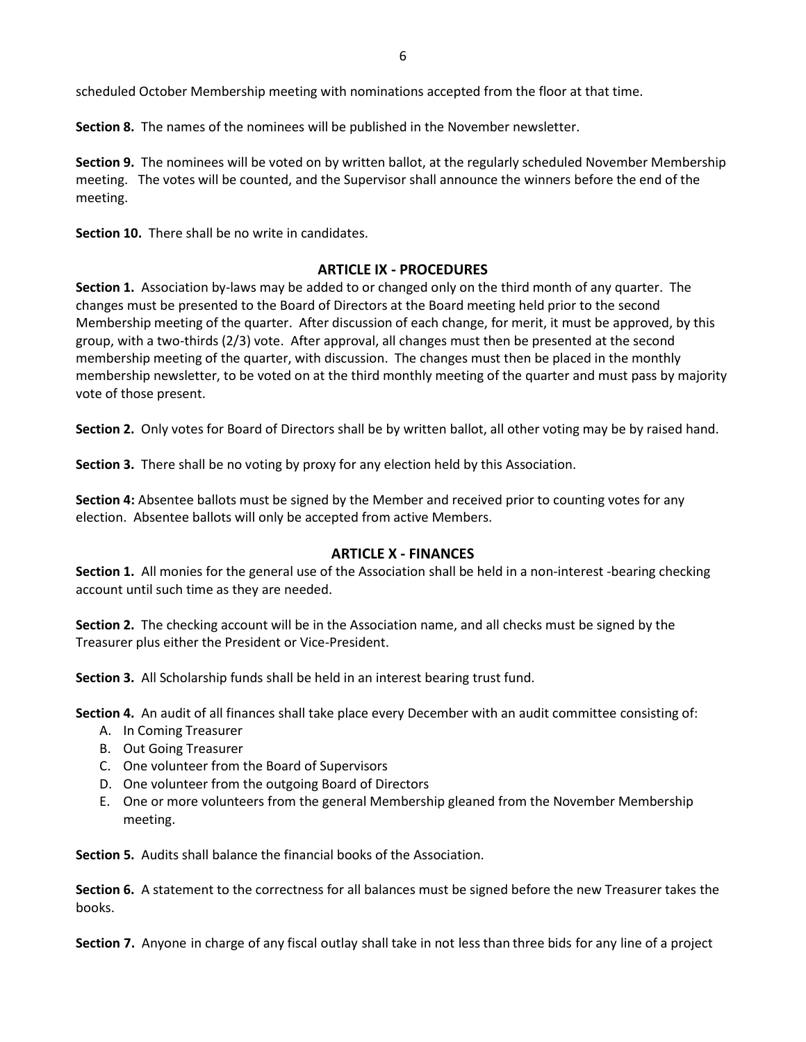scheduled October Membership meeting with nominations accepted from the floor at that time.

**Section 8.** The names of the nominees will be published in the November newsletter.

**Section 9.** The nominees will be voted on by written ballot, at the regularly scheduled November Membership meeting. The votes will be counted, and the Supervisor shall announce the winners before the end of the meeting.

**Section 10.** There shall be no write in candidates.

## ARTICLE IX - PROCEDURES

**Section 1.** Association by-laws may be added to or changed only on the third month of any quarter. The changes must be presented to the Board of Directors at the Board meeting held prior to the second Membership meeting of the quarter. After discussion of each change, for merit, it must be approved, by this group, with a two-thirds (2/3) vote. After approval, all changes must then be presented at the second membership meeting of the quarter, with discussion. The changes must then be placed in the monthly membership newsletter, to be voted on at the third monthly meeting of the quarter and must pass by majority vote of those present.

**Section 2.** Only votes for Board of Directors shall be by written ballot, all other voting may be by raised hand.

**Section 3.** There shall be no voting by proxy for any election held by this Association.

**Section 4:** Absentee ballots must be signed by the Member and received prior to counting votes for any election. Absentee ballots will only be accepted from active Members.

## ARTICLE X - FINANCES

**Section 1.** All monies for the general use of the Association shall be held in a non-interest -bearing checking account until such time as they are needed.

**Section 2.** The checking account will be in the Association name, and all checks must be signed by the Treasurer plus either the President or Vice-President.

**Section 3.** All Scholarship funds shall be held in an interest bearing trust fund.

**Section 4.** An audit of all finances shall take place every December with an audit committee consisting of:

A. In Coming Treasurer
B. Out Going Treasurer
C. One volunteer from the Board of Supervisors
D. One volunteer from the outgoing Board of Directors
E. One or more volunteers from the general Membership gleaned from the November Membership meeting.

**Section 5.** Audits shall balance the financial books of the Association.

**Section 6.** A statement to the correctness for all balances must be signed before the new Treasurer takes the books.

**Section 7.** Anyone in charge of any fiscal outlay shall take in not less than three bids for any line of a project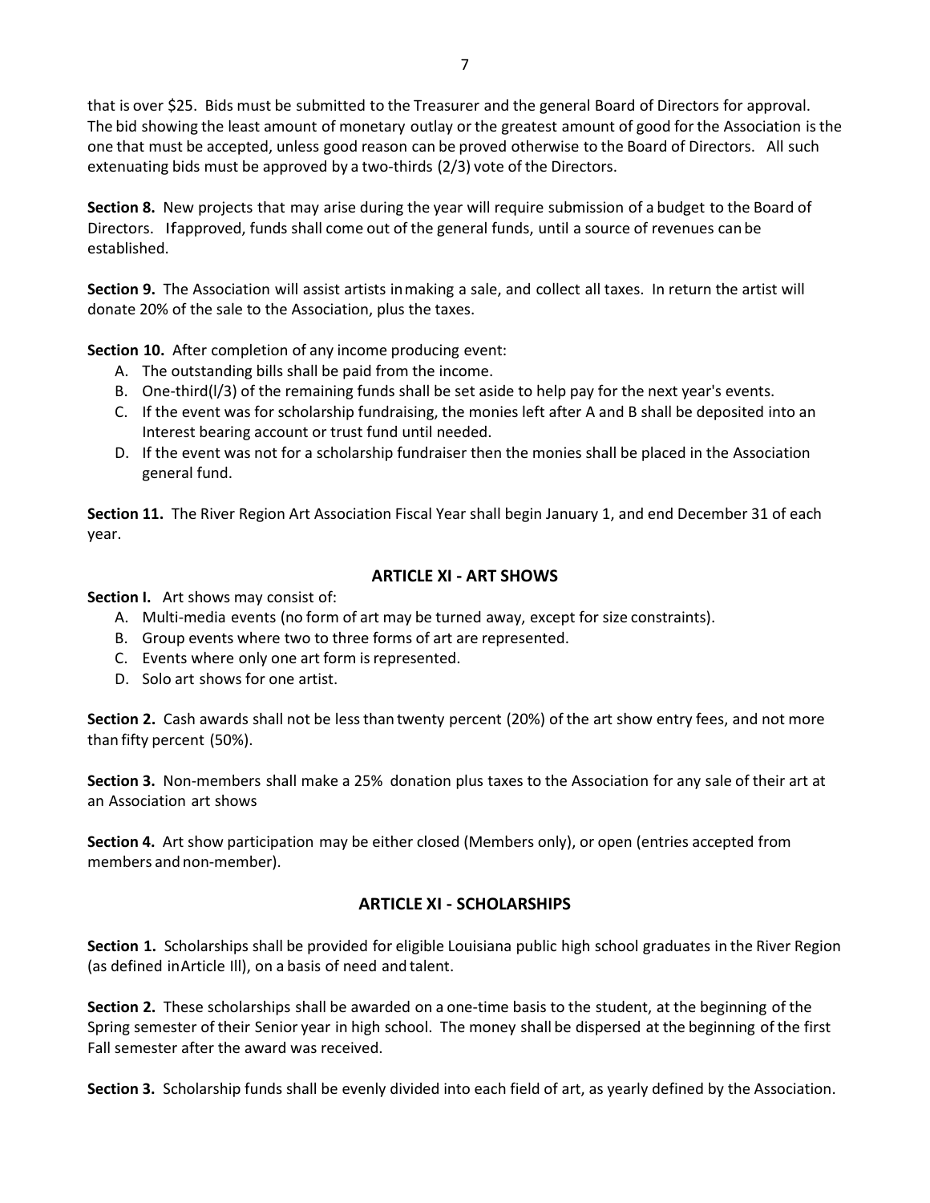that is over $25. Bids must be submitted to the Treasurer and the general Board of Directors for approval. The bid showing the least amount of monetary outlay or the greatest amount of good for the Association is the one that must be accepted, unless good reason can be proved otherwise to the Board of Directors. All such extenuating bids must be approved by a two-thirds (2/3) vote of the Directors.

**Section 8.** New projects that may arise during the year will require submission of a budget to the Board of Directors. If approved, funds shall come out of the general funds, until a source of revenues can be established.

**Section 9.** The Association will assist artists in making a sale, and collect all taxes. In return the artist will donate 20% of the sale to the Association, plus the taxes.

**Section 10.** After completion of any income producing event:

A. The outstanding bills shall be paid from the income.
B. One-third(l/3) of the remaining funds shall be set aside to help pay for the next year's events.
C. If the event was for scholarship fundraising, the monies left after A and B shall be deposited into an Interest bearing account or trust fund until needed.
D. If the event was not for a scholarship fundraiser then the monies shall be placed in the Association general fund.

**Section 11.** The River Region Art Association Fiscal Year shall begin January 1, and end December 31 of each year.

## ARTICLE XI - ART SHOWS

**Section I.** Art shows may consist of:

A. Multi-media events (no form of art may be turned away, except for size constraints).
B. Group events where two to three forms of art are represented.
C. Events where only one art form is represented.
D. Solo art shows for one artist.

**Section 2.** Cash awards shall not be less than twenty percent (20%) of the art show entry fees, and not more than fifty percent (50%).

**Section 3.** Non-members shall make a 25% donation plus taxes to the Association for any sale of their art at an Association art shows

**Section 4.** Art show participation may be either closed (Members only), or open (entries accepted from members and non-member).

## ARTICLE XI - SCHOLARSHIPS

**Section 1.** Scholarships shall be provided for eligible Louisiana public high school graduates in the River Region (as defined in Article Ill), on a basis of need and talent.

**Section 2.** These scholarships shall be awarded on a one-time basis to the student, at the beginning of the Spring semester of their Senior year in high school. The money shall be dispersed at the beginning of the first Fall semester after the award was received.

**Section 3.** Scholarship funds shall be evenly divided into each field of art, as yearly defined by the Association.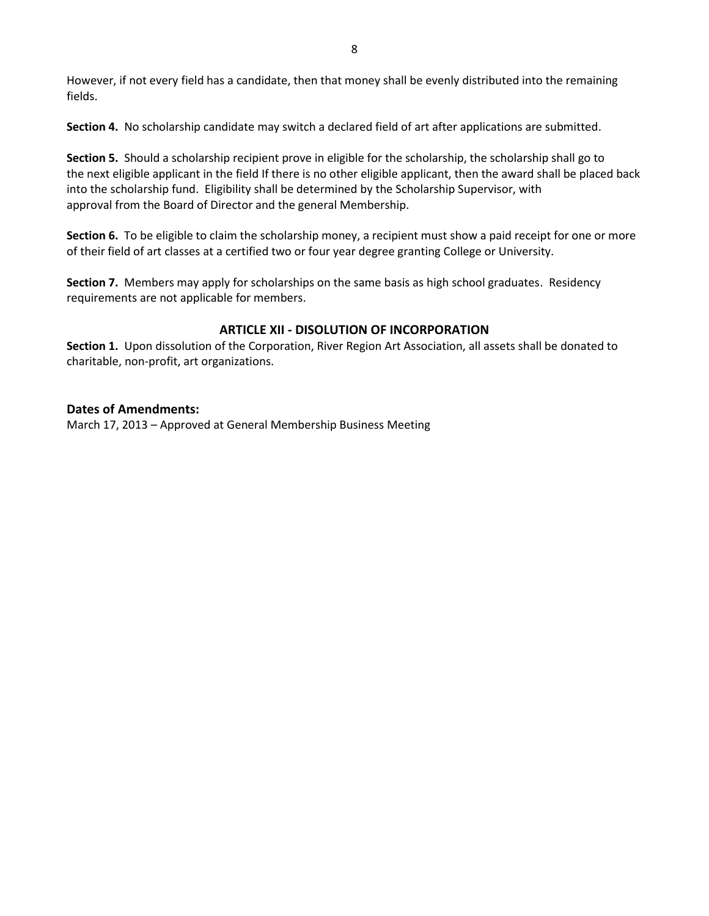However, if not every field has a candidate, then that money shall be evenly distributed into the remaining fields.

**Section 4.** No scholarship candidate may switch a declared field of art after applications are submitted.

**Section 5.** Should a scholarship recipient prove in eligible for the scholarship, the scholarship shall go to the next eligible applicant in the field If there is no other eligible applicant, then the award shall be placed back into the scholarship fund. Eligibility shall be determined by the Scholarship Supervisor, with approval from the Board of Director and the general Membership.

**Section 6.** To be eligible to claim the scholarship money, a recipient must show a paid receipt for one or more of their field of art classes at a certified two or four year degree granting College or University.

**Section 7.** Members may apply for scholarships on the same basis as high school graduates. Residency requirements are not applicable for members.

## ARTICLE XII - DISOLUTION OF INCORPORATION

**Section 1.** Upon dissolution of the Corporation, River Region Art Association, all assets shall be donated to charitable, non-profit, art organizations.

### Dates of Amendments:

March 17, 2013 – Approved at General Membership Business Meeting